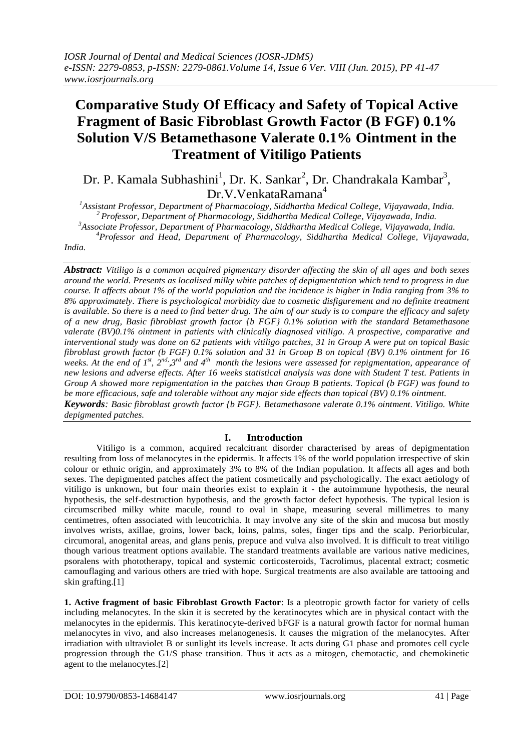# Comparative Study Of Efficacy and Safety of Topical Active Fragment of Basic Fibroblast Growth Factor (B FGF) 0.1% Solution V/S Betamethasone Valerate 0.1% Ointment in the Treatment of Vitiligo Patients

Dr. P. Kamala Subhashini[1], Dr. K. Sankar[2], Dr. Chandrakala Kambar[3], Dr.V.VenkataRamana[4]

*[1]Assistant Professor, Department of Pharmacology, Siddhartha Medical College, Vijayawada, India.*
*[2]Professor, Department of Pharmacology, Siddhartha Medical College, Vijayawada, India.*
*[3]Associate Professor, Department of Pharmacology, Siddhartha Medical College, Vijayawada, India.*
*[4]Professor and Head, Department of Pharmacology, Siddhartha Medical College, Vijayawada, India.*

***Abstract:*** *Vitiligo is a common acquired pigmentary disorder affecting the skin of all ages and both sexes around the world. Presents as localised milky white patches of depigmentation which tend to progress in due course. It affects about 1% of the world population and the incidence is higher in India ranging from 3% to 8% approximately. There is psychological morbidity due to cosmetic disfigurement and no definite treatment is available. So there is a need to find better drug. The aim of our study is to compare the efficacy and safety of a new drug, Basic fibroblast growth factor {b FGF} 0.1% solution with the standard Betamethasone valerate (BV)0.1% ointment in patients with clinically diagnosed vitiligo. A prospective, comparative and interventional study was done on 62 patients with vitiligo patches, 31 in Group A were put on topical Basic fibroblast growth factor (b FGF) 0.1% solution and 31 in Group B on topical (BV) 0.1% ointment for 16 weeks. At the end of 1st, 2nd, 3rd and 4th month the lesions were assessed for repigmentation, appearance of new lesions and adverse effects. After 16 weeks statistical analysis was done with Student T test. Patients in Group A showed more repigmentation in the patches than Group B patients. Topical (b FGF) was found to be more efficacious, safe and tolerable without any major side effects than topical (BV) 0.1% ointment.*

***Keywords****: Basic fibroblast growth factor {b FGF}. Betamethasone valerate 0.1% ointment. Vitiligo. White depigmented patches.*

## I. Introduction

Vitiligo is a common, acquired recalcitrant disorder characterised by areas of depigmentation resulting from loss of melanocytes in the epidermis. It affects 1% of the world population irrespective of skin colour or ethnic origin, and approximately 3% to 8% of the Indian population. It affects all ages and both sexes. The depigmented patches affect the patient cosmetically and psychologically. The exact aetiology of vitiligo is unknown, but four main theories exist to explain it - the autoimmune hypothesis, the neural hypothesis, the self-destruction hypothesis, and the growth factor defect hypothesis. The typical lesion is circumscribed milky white macule, round to oval in shape, measuring several millimetres to many centimetres, often associated with leucotrichia. It may involve any site of the skin and mucosa but mostly involves wrists, axillae, groins, lower back, loins, palms, soles, finger tips and the scalp. Periorbicular, circumoral, anogenital areas, and glans penis, prepuce and vulva also involved. It is difficult to treat vitiligo though various treatment options available. The standard treatments available are various native medicines, psoralens with phototherapy, topical and systemic corticosteroids, Tacrolimus, placental extract; cosmetic camouflaging and various others are tried with hope. Surgical treatments are also available are tattooing and skin grafting.[1]

**1. Active fragment of basic Fibroblast Growth Factor**: Is a pleotropic growth factor for variety of cells including melanocytes. In the skin it is secreted by the keratinocytes which are in physical contact with the melanocytes in the epidermis. This keratinocyte-derived bFGF is a natural growth factor for normal human melanocytes in vivo, and also increases melanogenesis. It causes the migration of the melanocytes. After irradiation with ultraviolet B or sunlight its levels increase. It acts during G1 phase and promotes cell cycle progression through the G1/S phase transition. Thus it acts as a mitogen, chemotactic, and chemokinetic agent to the melanocytes.[2]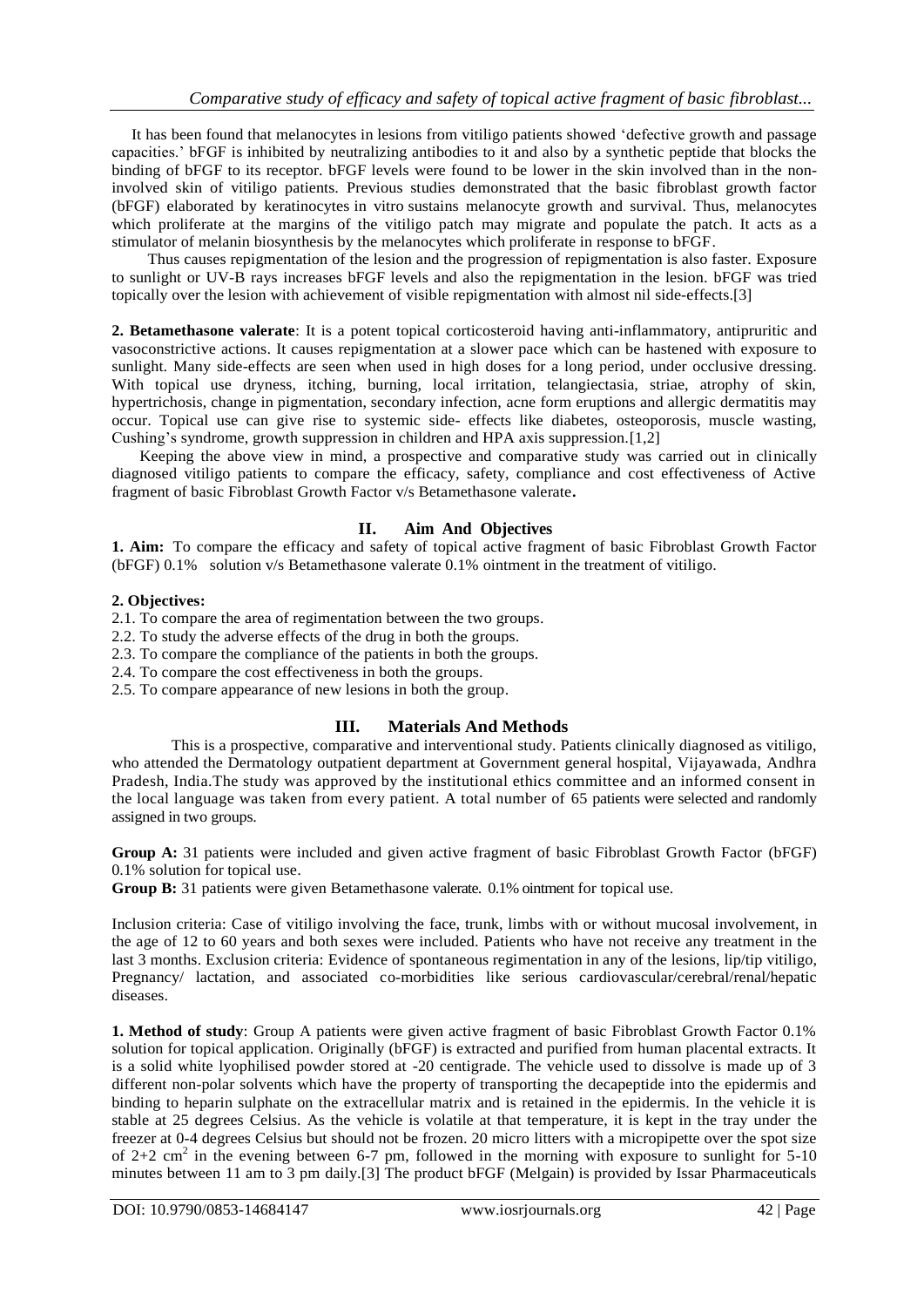It has been found that melanocytes in lesions from vitiligo patients showed 'defective growth and passage capacities.' bFGF is inhibited by neutralizing antibodies to it and also by a synthetic peptide that blocks the binding of bFGF to its receptor. bFGF levels were found to be lower in the skin involved than in the non-involved skin of vitiligo patients. Previous studies demonstrated that the basic fibroblast growth factor (bFGF) elaborated by keratinocytes in vitro sustains melanocyte growth and survival. Thus, melanocytes which proliferate at the margins of the vitiligo patch may migrate and populate the patch. It acts as a stimulator of melanin biosynthesis by the melanocytes which proliferate in response to bFGF.

Thus causes repigmentation of the lesion and the progression of repigmentation is also faster. Exposure to sunlight or UV-B rays increases bFGF levels and also the repigmentation in the lesion. bFGF was tried topically over the lesion with achievement of visible repigmentation with almost nil side-effects.[3]

**2. Betamethasone valerate**: It is a potent topical corticosteroid having anti-inflammatory, antipruritic and vasoconstrictive actions. It causes repigmentation at a slower pace which can be hastened with exposure to sunlight. Many side-effects are seen when used in high doses for a long period, under occlusive dressing. With topical use dryness, itching, burning, local irritation, telangiectasia, striae, atrophy of skin, hypertrichosis, change in pigmentation, secondary infection, acne form eruptions and allergic dermatitis may occur. Topical use can give rise to systemic side- effects like diabetes, osteoporosis, muscle wasting, Cushing's syndrome, growth suppression in children and HPA axis suppression.[1,2]

Keeping the above view in mind, a prospective and comparative study was carried out in clinically diagnosed vitiligo patients to compare the efficacy, safety, compliance and cost effectiveness of Active fragment of basic Fibroblast Growth Factor v/s Betamethasone valerate**.**

## II. Aim And Objectives

**1. Aim:** To compare the efficacy and safety of topical active fragment of basic Fibroblast Growth Factor (bFGF) 0.1% solution v/s Betamethasone valerate 0.1% ointment in the treatment of vitiligo.

**2. Objectives:**

2.1. To compare the area of regimentation between the two groups.
2.2. To study the adverse effects of the drug in both the groups.
2.3. To compare the compliance of the patients in both the groups.
2.4. To compare the cost effectiveness in both the groups.
2.5. To compare appearance of new lesions in both the group.

## III. Materials And Methods

This is a prospective, comparative and interventional study. Patients clinically diagnosed as vitiligo, who attended the Dermatology outpatient department at Government general hospital, Vijayawada, Andhra Pradesh, India.The study was approved by the institutional ethics committee and an informed consent in the local language was taken from every patient. A total number of 65 patients were selected and randomly assigned in two groups.

**Group A:** 31 patients were included and given active fragment of basic Fibroblast Growth Factor (bFGF) 0.1% solution for topical use.

**Group B:** 31 patients were given Betamethasone valerate. 0.1% ointment for topical use.

Inclusion criteria: Case of vitiligo involving the face, trunk, limbs with or without mucosal involvement, in the age of 12 to 60 years and both sexes were included. Patients who have not receive any treatment in the last 3 months. Exclusion criteria: Evidence of spontaneous regimentation in any of the lesions, lip/tip vitiligo, Pregnancy/ lactation, and associated co-morbidities like serious cardiovascular/cerebral/renal/hepatic diseases.

**1. Method of study**: Group A patients were given active fragment of basic Fibroblast Growth Factor 0.1% solution for topical application. Originally (bFGF) is extracted and purified from human placental extracts. It is a solid white lyophilised powder stored at -20 centigrade. The vehicle used to dissolve is made up of 3 different non-polar solvents which have the property of transporting the decapeptide into the epidermis and binding to heparin sulphate on the extracellular matrix and is retained in the epidermis. In the vehicle it is stable at 25 degrees Celsius. As the vehicle is volatile at that temperature, it is kept in the tray under the freezer at 0-4 degrees Celsius but should not be frozen. 20 micro litters with a micropipette over the spot size of 2+2 $cm^2$ in the evening between 6-7 pm, followed in the morning with exposure to sunlight for 5-10 minutes between 11 am to 3 pm daily.[3] The product bFGF (Melgain) is provided by Issar Pharmaceuticals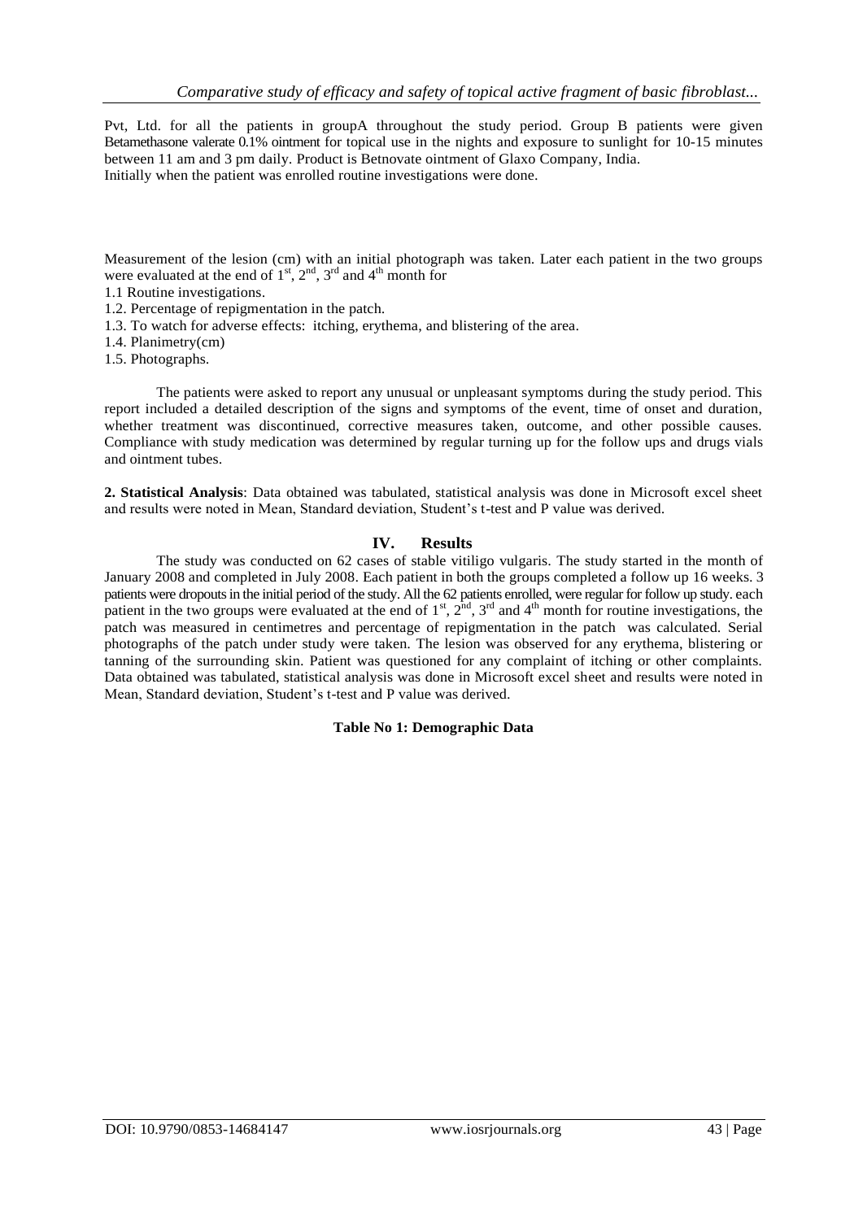Pvt, Ltd. for all the patients in groupA throughout the study period. Group B patients were given Betamethasone valerate 0.1% ointment for topical use in the nights and exposure to sunlight for 10-15 minutes between 11 am and 3 pm daily. Product is Betnovate ointment of Glaxo Company, India.
Initially when the patient was enrolled routine investigations were done.

Measurement of the lesion (cm) with an initial photograph was taken. Later each patient in the two groups were evaluated at the end of 1st, 2nd, 3rd and 4th month for

1.1 Routine investigations.
1.2. Percentage of repigmentation in the patch.
1.3. To watch for adverse effects: itching, erythema, and blistering of the area.
1.4. Planimetry(cm)
1.5. Photographs.

The patients were asked to report any unusual or unpleasant symptoms during the study period. This report included a detailed description of the signs and symptoms of the event, time of onset and duration, whether treatment was discontinued, corrective measures taken, outcome, and other possible causes. Compliance with study medication was determined by regular turning up for the follow ups and drugs vials and ointment tubes.

**2. Statistical Analysis**: Data obtained was tabulated, statistical analysis was done in Microsoft excel sheet and results were noted in Mean, Standard deviation, Student's t-test and P value was derived.

## IV. Results

The study was conducted on 62 cases of stable vitiligo vulgaris. The study started in the month of January 2008 and completed in July 2008. Each patient in both the groups completed a follow up 16 weeks. 3 patients were dropouts in the initial period of the study. All the 62 patients enrolled, were regular for follow up study. each patient in the two groups were evaluated at the end of 1st, 2nd, 3rd and 4th month for routine investigations, the patch was measured in centimetres and percentage of repigmentation in the patch was calculated. Serial photographs of the patch under study were taken. The lesion was observed for any erythema, blistering or tanning of the surrounding skin. Patient was questioned for any complaint of itching or other complaints. Data obtained was tabulated, statistical analysis was done in Microsoft excel sheet and results were noted in Mean, Standard deviation, Student's t-test and P value was derived.

**Table No 1: Demographic Data**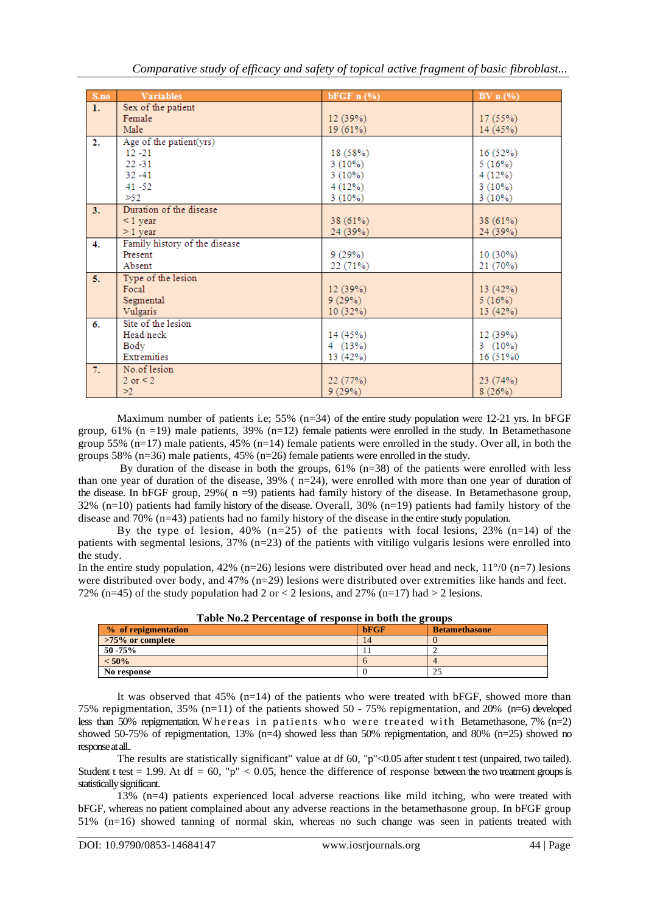| S.no | Variables | bFGF n (%) | BV n (%) |
|---|---|---|---|
| 1. | Sex of the patient | | |
| | Female | 12 (39%) | 17 (55%) |
| | Male | 19 (61%) | 14 (45%) |
| 2. | Age of the patient(yrs) | | |
| | 12 -21 | 18 (58%) | 16 (52%) |
| | 22 -31 | 3 (10%) | 5 (16%) |
| | 32 -41 | 3 (10%) | 4 (12%) |
| | 41 -52 | 4 (12%) | 3 (10%) |
| | >52 | 3 (10%) | 3 (10%) |
| 3. | Duration of the disease | | |
| | < 1 year | 38 (61%) | 38 (61%) |
| | > 1 year | 24 (39%) | 24 (39%) |
| 4. | Family history of the disease | | |
| | Present | 9 (29%) | 10 (30%) |
| | Absent | 22 (71%) | 21 (70%) |
| 5. | Type of the lesion | | |
| | Focal | 12 (39%) | 13 (42%) |
| | Segmental | 9 (29%) | 5 (16%) |
| | Vulgaris | 10 (32%) | 13 (42%) |
| 6. | Site of the lesion | | |
| | Head/neck | 14 (45%) | 12 (39%) |
| | Body | 4 (13%) | 3 (10%) |
| | Extremities | 13 (42%) | 16 (51%0 |
| 7. | No.of lesion | | |
| | 2 or < 2 | 22 (77%) | 23 (74%) |
| | >2 | 9 (29%) | 8 (26%) |

Maximum number of patients i.e; 55% (n=34) of the entire study population were 12-21 yrs. In bFGF group, 61% (n =19) male patients, 39% (n=12) female patients were enrolled in the study. In Betamethasone group 55% (n=17) male patients, 45% (n=14) female patients were enrolled in the study. Over all, in both the groups 58% (n=36) male patients, 45% (n=26) female patients were enrolled in the study.

By duration of the disease in both the groups, 61% (n=38) of the patients were enrolled with less than one year of duration of the disease, 39% ( n=24), were enrolled with more than one year of duration of the disease. In bFGF group, 29%( n =9) patients had family history of the disease. In Betamethasone group, 32% (n=10) patients had family history of the disease. Overall, 30% (n=19) patients had family history of the disease and 70% (n=43) patients had no family history of the disease in the entire study population.

By the type of lesion, 40% (n=25) of the patients with focal lesions, 23% (n=14) of the patients with segmental lesions, 37% (n=23) of the patients with vitiligo vulgaris lesions were enrolled into the study.

In the entire study population, 42% (n=26) lesions were distributed over head and neck, 11°/0 (n=7) lesions were distributed over body, and 47% (n=29) lesions were distributed over extremities like hands and feet. 72% (n=45) of the study population had 2 or < 2 lesions, and 27% (n=17) had > 2 lesions.

**Table No.2 Percentage of response in both the groups**

| % of repigmentation | bFGF | Betamethasone |
|---|---|---|
| **>75% or complete** | 14 | 0 |
| **50 -75%** | 11 | 2 |
| **< 50%** | 6 | 4 |
| **No response** | 0 | 25 |

It was observed that 45% (n=14) of the patients who were treated with bFGF, showed more than 75% repigmentation, 35% (n=11) of the patients showed 50 - 75% repigmentation, and 20% (n=6) developed less than 50% repigmentation. Whereas in patients who were treated with Betamethasone, 7% (n=2) showed 50-75% of repigmentation, 13% (n=4) showed less than 50% repigmentation, and 80% (n=25) showed no response at all..

The results are statistically significant" value at df 60, "p"<0.05 after student t test (unpaired, two tailed). Student t test = 1.99. At df = 60, "p" < 0.05, hence the difference of response between the two treatment groups is statistically significant.

13% (n=4) patients experienced local adverse reactions like mild itching, who were treated with bFGF, whereas no patient complained about any adverse reactions in the betamethasone group. In bFGF group 51% (n=16) showed tanning of normal skin, whereas no such change was seen in patients treated with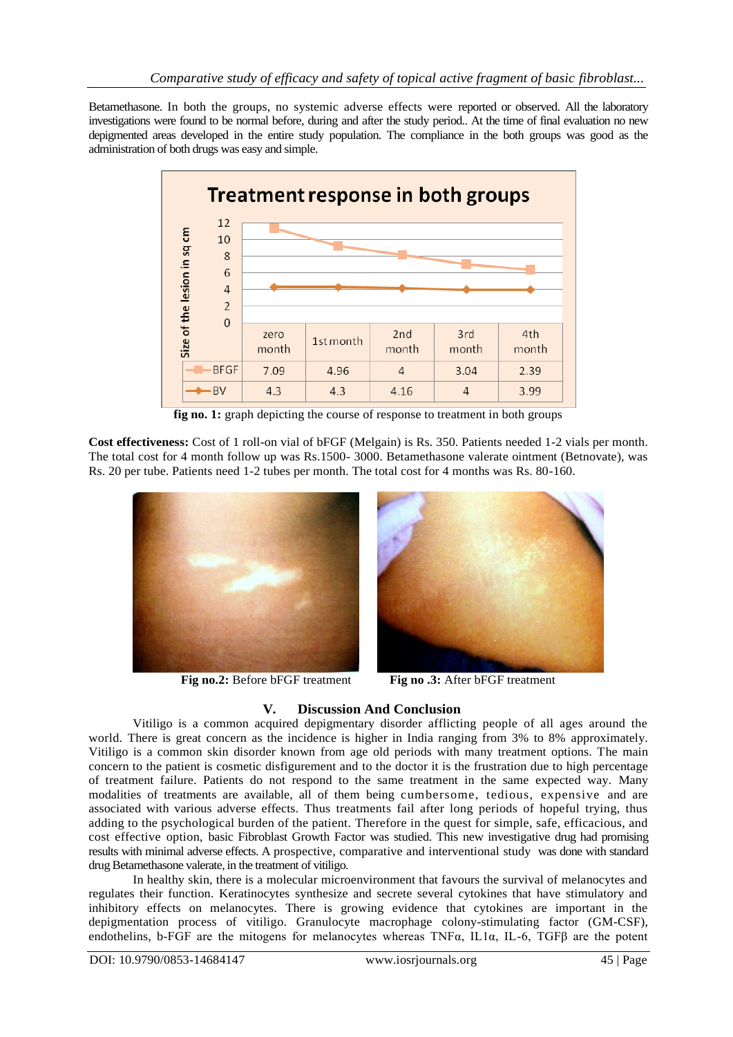Betamethasone. In both the groups, no systemic adverse effects were reported or observed. All the laboratory investigations were found to be normal before, during and after the study period.. At the time of final evaluation no new depigmented areas developed in the entire study population. The compliance in the both groups was good as the administration of both drugs was easy and simple.

**Treatment response in both groups**

| Size of the lesion in sq cm | zero month | 1st month | 2nd month | 3rd month | 4th month |
|---|---|---|---|---|---|
| BFGF | 7.09 | 4.96 | 4 | 3.04 | 2.39 |
| BV | 4.3 | 4.3 | 4.16 | 4 | 3.99 |

**fig no. 1:** graph depicting the course of response to treatment in both groups

**Cost effectiveness:** Cost of 1 roll-on vial of bFGF (Melgain) is Rs. 350. Patients needed 1-2 vials per month. The total cost for 4 month follow up was Rs.1500- 3000. Betamethasone valerate ointment (Betnovate), was Rs. 20 per tube. Patients need 1-2 tubes per month. The total cost for 4 months was Rs. 80-160.

**Fig no.2:** Before bFGF treatment

**Fig no .3:** After bFGF treatment

## V. Discussion And Conclusion

Vitiligo is a common acquired depigmentary disorder afflicting people of all ages around the world. There is great concern as the incidence is higher in India ranging from 3% to 8% approximately. Vitiligo is a common skin disorder known from age old periods with many treatment options. The main concern to the patient is cosmetic disfigurement and to the doctor it is the frustration due to high percentage of treatment failure. Patients do not respond to the same treatment in the same expected way. Many modalities of treatments are available, all of them being cumbersome, tedious, expensive and are associated with various adverse effects. Thus treatments fail after long periods of hopeful trying, thus adding to the psychological burden of the patient. Therefore in the quest for simple, safe, efficacious, and cost effective option, basic Fibroblast Growth Factor was studied. This new investigative drug had promising results with minimal adverse effects. A prospective, comparative and interventional study was done with standard drug Betamethasone valerate, in the treatment of vitiligo.

In healthy skin, there is a molecular microenvironment that favours the survival of melanocytes and regulates their function. Keratinocytes synthesize and secrete several cytokines that have stimulatory and inhibitory effects on melanocytes. There is growing evidence that cytokines are important in the depigmentation process of vitiligo. Granulocyte macrophage colony-stimulating factor (GM-CSF), endothelins, b-FGF are the mitogens for melanocytes whereas TNFα, IL1α, IL-6, TGFβ are the potent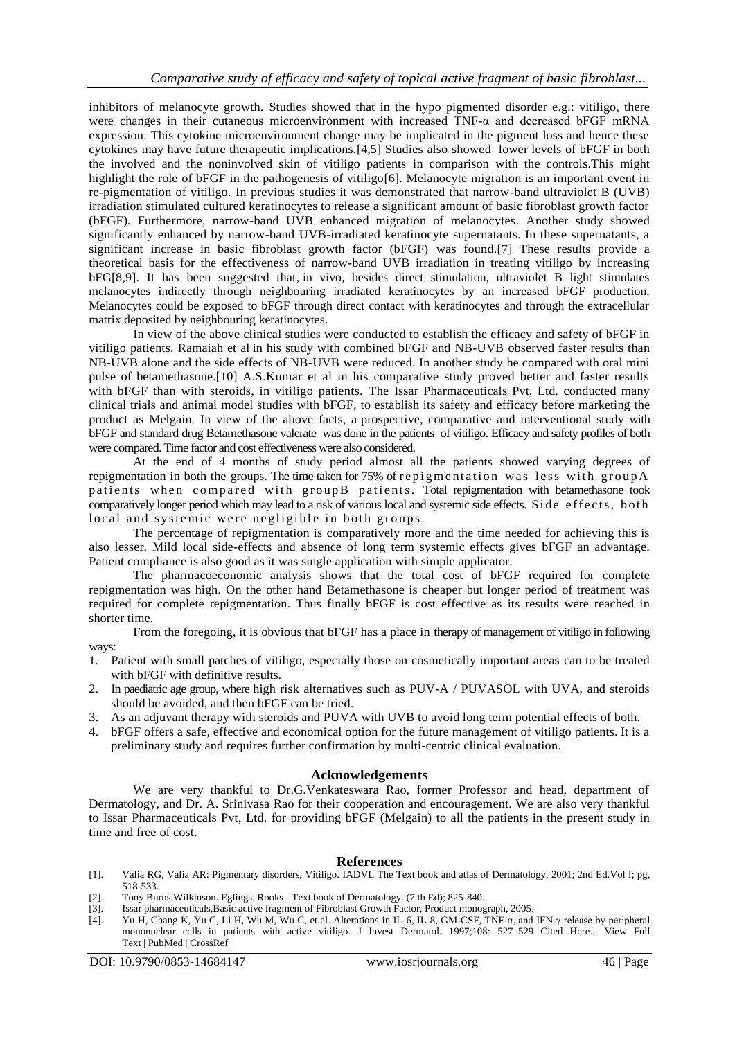inhibitors of melanocyte growth. Studies showed that in the hypo pigmented disorder e.g.: vitiligo, there were changes in their cutaneous microenvironment with increased TNF-α and decreased bFGF mRNA expression. This cytokine microenvironment change may be implicated in the pigment loss and hence these cytokines may have future therapeutic implications.[4,5] Studies also showed lower levels of bFGF in both the involved and the noninvolved skin of vitiligo patients in comparison with the controls.This might highlight the role of bFGF in the pathogenesis of vitiligo[6]. Melanocyte migration is an important event in re-pigmentation of vitiligo. In previous studies it was demonstrated that narrow-band ultraviolet B (UVB) irradiation stimulated cultured keratinocytes to release a significant amount of basic fibroblast growth factor (bFGF). Furthermore, narrow-band UVB enhanced migration of melanocytes. Another study showed significantly enhanced by narrow-band UVB-irradiated keratinocyte supernatants. In these supernatants, a significant increase in basic fibroblast growth factor (bFGF) was found.[7] These results provide a theoretical basis for the effectiveness of narrow-band UVB irradiation in treating vitiligo by increasing bFGF[8,9]. It has been suggested that, in vivo, besides direct stimulation, ultraviolet B light stimulates melanocytes indirectly through neighbouring irradiated keratinocytes by an increased bFGF production. Melanocytes could be exposed to bFGF through direct contact with keratinocytes and through the extracellular matrix deposited by neighbouring keratinocytes.

In view of the above clinical studies were conducted to establish the efficacy and safety of bFGF in vitiligo patients. Ramaiah et al in his study with combined bFGF and NB-UVB observed faster results than NB-UVB alone and the side effects of NB-UVB were reduced. In another study he compared with oral mini pulse of betamethasone.[10] A.S.Kumar et al in his comparative study proved better and faster results with bFGF than with steroids, in vitiligo patients. The Issar Pharmaceuticals Pvt, Ltd. conducted many clinical trials and animal model studies with bFGF, to establish its safety and efficacy before marketing the product as Melgain. In view of the above facts, a prospective, comparative and interventional study with bFGF and standard drug Betamethasone valerate was done in the patients of vitiligo. Efficacy and safety profiles of both were compared. Time factor and cost effectiveness were also considered.

At the end of 4 months of study period almost all the patients showed varying degrees of repigmentation in both the groups. The time taken for 75% of repigmentation was less with groupA patients when compared with groupB patients. Total repigmentation with betamethasone took comparatively longer period which may lead to a risk of various local and systemic side effects. Side effects, both local and systemic were negligible in both groups.

The percentage of repigmentation is comparatively more and the time needed for achieving this is also lesser. Mild local side-effects and absence of long term systemic effects gives bFGF an advantage. Patient compliance is also good as it was single application with simple applicator.

The pharmacoeconomic analysis shows that the total cost of bFGF required for complete repigmentation was high. On the other hand Betamethasone is cheaper but longer period of treatment was required for complete repigmentation. Thus finally bFGF is cost effective as its results were reached in shorter time.

From the foregoing, it is obvious that bFGF has a place in therapy of management of vitiligo in following ways:

1. Patient with small patches of vitiligo, especially those on cosmetically important areas can to be treated with bFGF with definitive results.
2. In paediatric age group, where high risk alternatives such as PUV-A / PUVASOL with UVA, and steroids should be avoided, and then bFGF can be tried.
3. As an adjuvant therapy with steroids and PUVA with UVB to avoid long term potential effects of both.
4. bFGF offers a safe, effective and economical option for the future management of vitiligo patients. It is a preliminary study and requires further confirmation by multi-centric clinical evaluation.

## Acknowledgements

We are very thankful to Dr.G.Venkateswara Rao, former Professor and head, department of Dermatology, and Dr. A. Srinivasa Rao for their cooperation and encouragement. We are also very thankful to Issar Pharmaceuticals Pvt, Ltd. for providing bFGF (Melgain) to all the patients in the present study in time and free of cost.

## References

[1]. Valia RG, Valia AR: Pigmentary disorders, Vitiligo. IADVL The Text book and atlas of Dermatology, 2001; 2nd Ed.Vol I; pg, 518-533.

[2]. Tony Burns.Wilkinson. Eglings. Rooks - Text book of Dermatology. (7 th Ed); 825-840.

[3]. Issar pharmaceuticals,Basic active fragment of Fibroblast Growth Factor, Product monograph, 2005.

[4]. Yu H, Chang K, Yu C, Li H, Wu M, Wu C, et al. Alterations in IL-6, IL-8, GM-CSF, TNF-α, and IFN-γ release by peripheral mononuclear cells in patients with active vitiligo. J Invest Dermatol. 1997;108: 527–529 Cited Here... | View Full Text | PubMed | CrossRef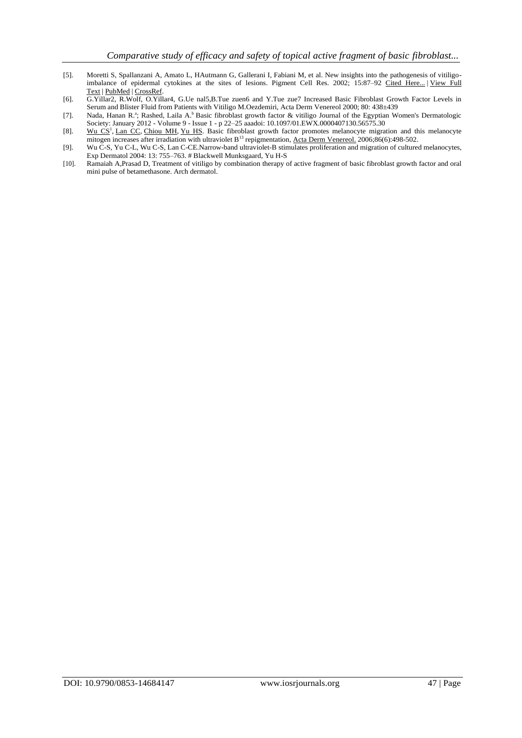[5]. Moretti S, Spallanzani A, Amato L, HAutmann G, Gallerani I, Fabiani M, et al. New insights into the pathogenesis of vitiligo-imbalance of epidermal cytokines at the sites of lesions. Pigment Cell Res. 2002; 15:87–92 Cited Here... | View Full Text | PubMed | CrossRef.

[6]. G.Yillar2, R.Wolf, O.Yillar4, G.Ue nal5,B.Tue zuen6 and Y.Tue zue7 Increased Basic Fibroblast Growth Factor Levels in Serum and Blister Fluid from Patients with Vitiligo M.Oezdemiri, Acta Derm Venereol 2000; 80: 438±439

[7]. Nada, Hanan R.[a]; Rashed, Laila A.[b] Basic fibroblast growth factor & vitiligo Journal of the Egyptian Women's Dermatologic Society: January 2012 - Volume 9 - Issue 1 - p 22–25 aaadoi: 10.1097/01.EWX.0000407130.56575.30

[8]. Wu CS[1], Lan CC, Chiou MH, Yu HS. Basic fibroblast growth factor promotes melanocyte migration and this melanocyte mitogen increases after irradiation with ultraviolet B[13] repigmentation, Acta Derm Venereol. 2006;86(6):498-502.

[9]. Wu C-S, Yu C-L, Wu C-S, Lan C-CE.Narrow-band ultraviolet-B stimulates proliferation and migration of cultured melanocytes, Exp Dermatol 2004: 13: 755–763. # Blackwell Munksgaard, Yu H-S

[10]. Ramaiah A,Prasad D, Treatment of vitiligo by combination therapy of active fragment of basic fibroblast growth factor and oral mini pulse of betamethasone. Arch dermatol.